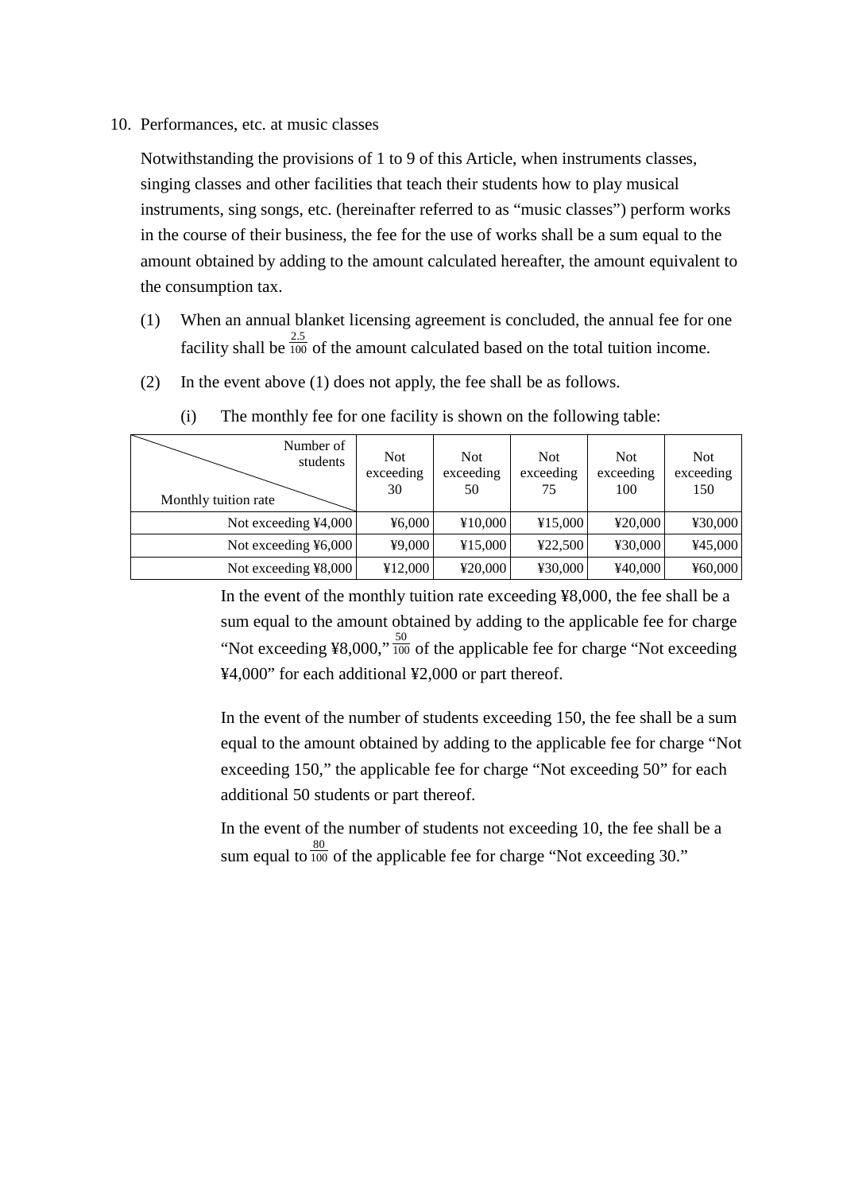10. Performances, etc. at music classes

Notwithstanding the provisions of 1 to 9 of this Article, when instruments classes, singing classes and other facilities that teach their students how to play musical instruments, sing songs, etc. (hereinafter referred to as “music classes”) perform works in the course of their business, the fee for the use of works shall be a sum equal to the amount obtained by adding to the amount calculated hereafter, the amount equivalent to the consumption tax.

(1) When an annual blanket licensing agreement is concluded, the annual fee for one facility shall be $\frac{2.5}{100}$ of the amount calculated based on the total tuition income.

(2) In the event above (1) does not apply, the fee shall be as follows.

(i) The monthly fee for one facility is shown on the following table:

| Monthly tuition rate \ Number of students | Not exceeding 30 | Not exceeding 50 | Not exceeding 75 | Not exceeding 100 | Not exceeding 150 |
|---|---|---|---|---|---|
| Not exceeding ¥4,000 | ¥6,000 | ¥10,000 | ¥15,000 | ¥20,000 | ¥30,000 |
| Not exceeding ¥6,000 | ¥9,000 | ¥15,000 | ¥22,500 | ¥30,000 | ¥45,000 |
| Not exceeding ¥8,000 | ¥12,000 | ¥20,000 | ¥30,000 | ¥40,000 | ¥60,000 |

In the event of the monthly tuition rate exceeding ¥8,000, the fee shall be a sum equal to the amount obtained by adding to the applicable fee for charge “Not exceeding ¥8,000,” $\frac{50}{100}$ of the applicable fee for charge “Not exceeding ¥4,000” for each additional ¥2,000 or part thereof.

In the event of the number of students exceeding 150, the fee shall be a sum equal to the amount obtained by adding to the applicable fee for charge “Not exceeding 150,” the applicable fee for charge “Not exceeding 50” for each additional 50 students or part thereof.

In the event of the number of students not exceeding 10, the fee shall be a sum equal to $\frac{80}{100}$ of the applicable fee for charge “Not exceeding 30.”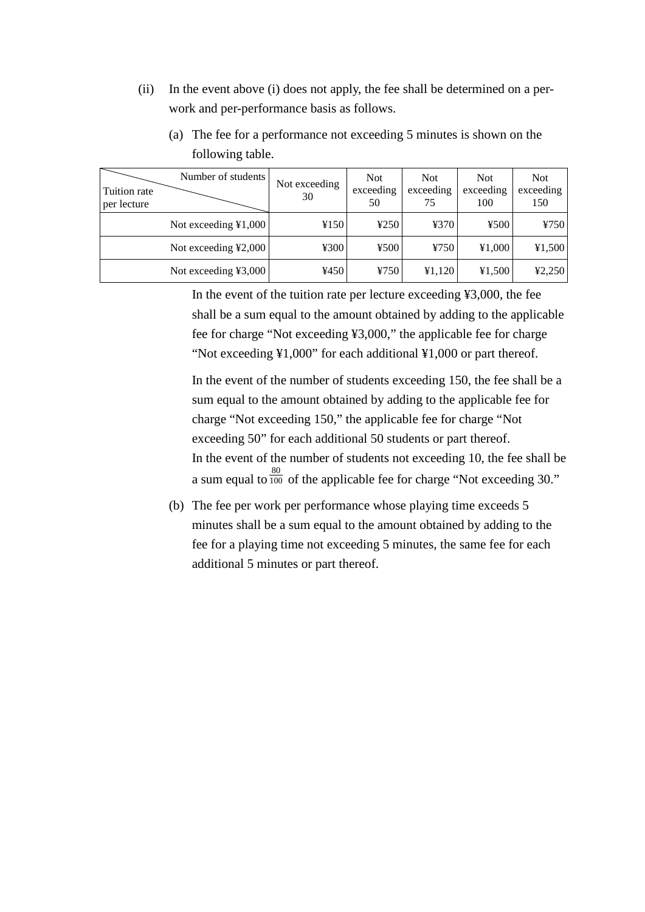(ii) In the event above (i) does not apply, the fee shall be determined on a per-work and per-performance basis as follows.

(a) The fee for a performance not exceeding 5 minutes is shown on the following table.

| Tuition rate per lecture \ Number of students | Not exceeding 30 | Not exceeding 50 | Not exceeding 75 | Not exceeding 100 | Not exceeding 150 |
|---|---|---|---|---|---|
| Not exceeding ¥1,000 | ¥150 | ¥250 | ¥370 | ¥500 | ¥750 |
| Not exceeding ¥2,000 | ¥300 | ¥500 | ¥750 | ¥1,000 | ¥1,500 |
| Not exceeding ¥3,000 | ¥450 | ¥750 | ¥1,120 | ¥1,500 | ¥2,250 |

In the event of the tuition rate per lecture exceeding ¥3,000, the fee shall be a sum equal to the amount obtained by adding to the applicable fee for charge “Not exceeding ¥3,000,” the applicable fee for charge “Not exceeding ¥1,000” for each additional ¥1,000 or part thereof.

In the event of the number of students exceeding 150, the fee shall be a sum equal to the amount obtained by adding to the applicable fee for charge “Not exceeding 150,” the applicable fee for charge “Not exceeding 50” for each additional 50 students or part thereof.
In the event of the number of students not exceeding 10, the fee shall be a sum equal to $\frac{80}{100}$ of the applicable fee for charge “Not exceeding 30.”

(b) The fee per work per performance whose playing time exceeds 5 minutes shall be a sum equal to the amount obtained by adding to the fee for a playing time not exceeding 5 minutes, the same fee for each additional 5 minutes or part thereof.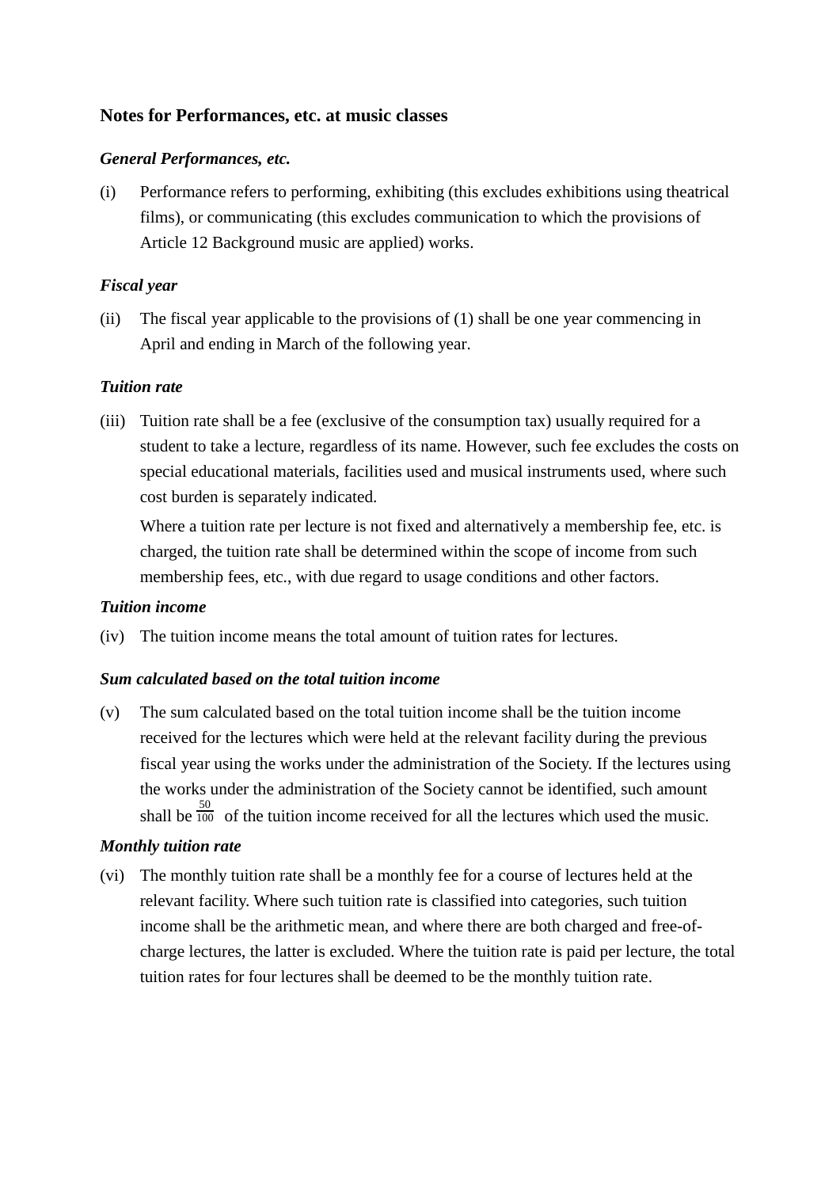### Notes for Performances, etc. at music classes

#### *General Performances, etc.*

(i) Performance refers to performing, exhibiting (this excludes exhibitions using theatrical films), or communicating (this excludes communication to which the provisions of Article 12 Background music are applied) works.

#### *Fiscal year*

(ii) The fiscal year applicable to the provisions of (1) shall be one year commencing in April and ending in March of the following year.

#### *Tuition rate*

(iii) Tuition rate shall be a fee (exclusive of the consumption tax) usually required for a student to take a lecture, regardless of its name. However, such fee excludes the costs on special educational materials, facilities used and musical instruments used, where such cost burden is separately indicated.

Where a tuition rate per lecture is not fixed and alternatively a membership fee, etc. is charged, the tuition rate shall be determined within the scope of income from such membership fees, etc., with due regard to usage conditions and other factors.

#### *Tuition income*

(iv) The tuition income means the total amount of tuition rates for lectures.

#### *Sum calculated based on the total tuition income*

(v) The sum calculated based on the total tuition income shall be the tuition income received for the lectures which were held at the relevant facility during the previous fiscal year using the works under the administration of the Society. If the lectures using the works under the administration of the Society cannot be identified, such amount shall be $\frac{50}{100}$ of the tuition income received for all the lectures which used the music.

#### *Monthly tuition rate*

(vi) The monthly tuition rate shall be a monthly fee for a course of lectures held at the relevant facility. Where such tuition rate is classified into categories, such tuition income shall be the arithmetic mean, and where there are both charged and free-of-charge lectures, the latter is excluded. Where the tuition rate is paid per lecture, the total tuition rates for four lectures shall be deemed to be the monthly tuition rate.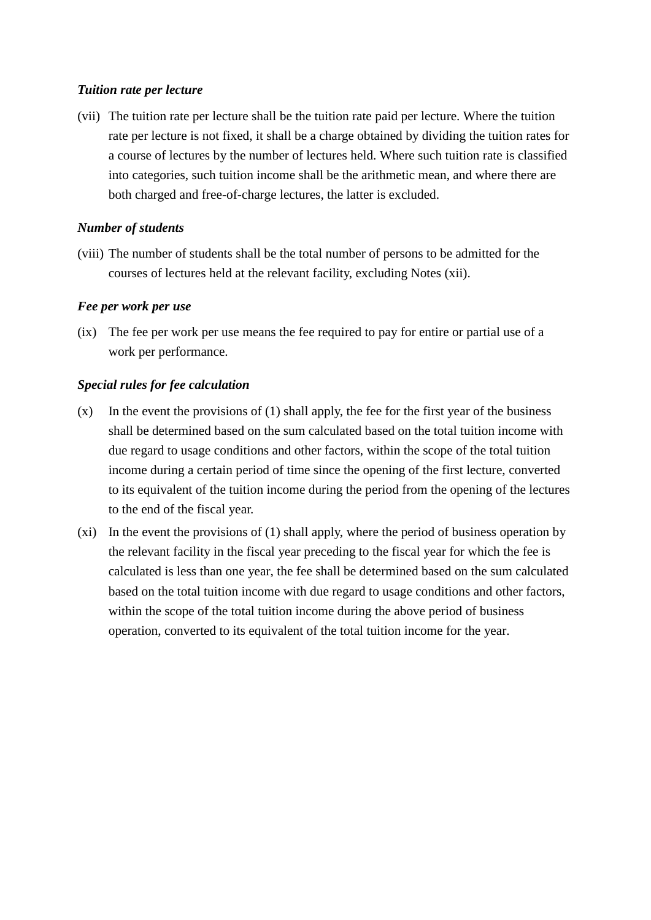***Tuition rate per lecture***

(vii) The tuition rate per lecture shall be the tuition rate paid per lecture. Where the tuition rate per lecture is not fixed, it shall be a charge obtained by dividing the tuition rates for a course of lectures by the number of lectures held. Where such tuition rate is classified into categories, such tuition income shall be the arithmetic mean, and where there are both charged and free-of-charge lectures, the latter is excluded.

***Number of students***

(viii) The number of students shall be the total number of persons to be admitted for the courses of lectures held at the relevant facility, excluding Notes (xii).

***Fee per work per use***

(ix) The fee per work per use means the fee required to pay for entire or partial use of a work per performance.

***Special rules for fee calculation***

(x) In the event the provisions of (1) shall apply, the fee for the first year of the business shall be determined based on the sum calculated based on the total tuition income with due regard to usage conditions and other factors, within the scope of the total tuition income during a certain period of time since the opening of the first lecture, converted to its equivalent of the tuition income during the period from the opening of the lectures to the end of the fiscal year.

(xi) In the event the provisions of (1) shall apply, where the period of business operation by the relevant facility in the fiscal year preceding to the fiscal year for which the fee is calculated is less than one year, the fee shall be determined based on the sum calculated based on the total tuition income with due regard to usage conditions and other factors, within the scope of the total tuition income during the above period of business operation, converted to its equivalent of the total tuition income for the year.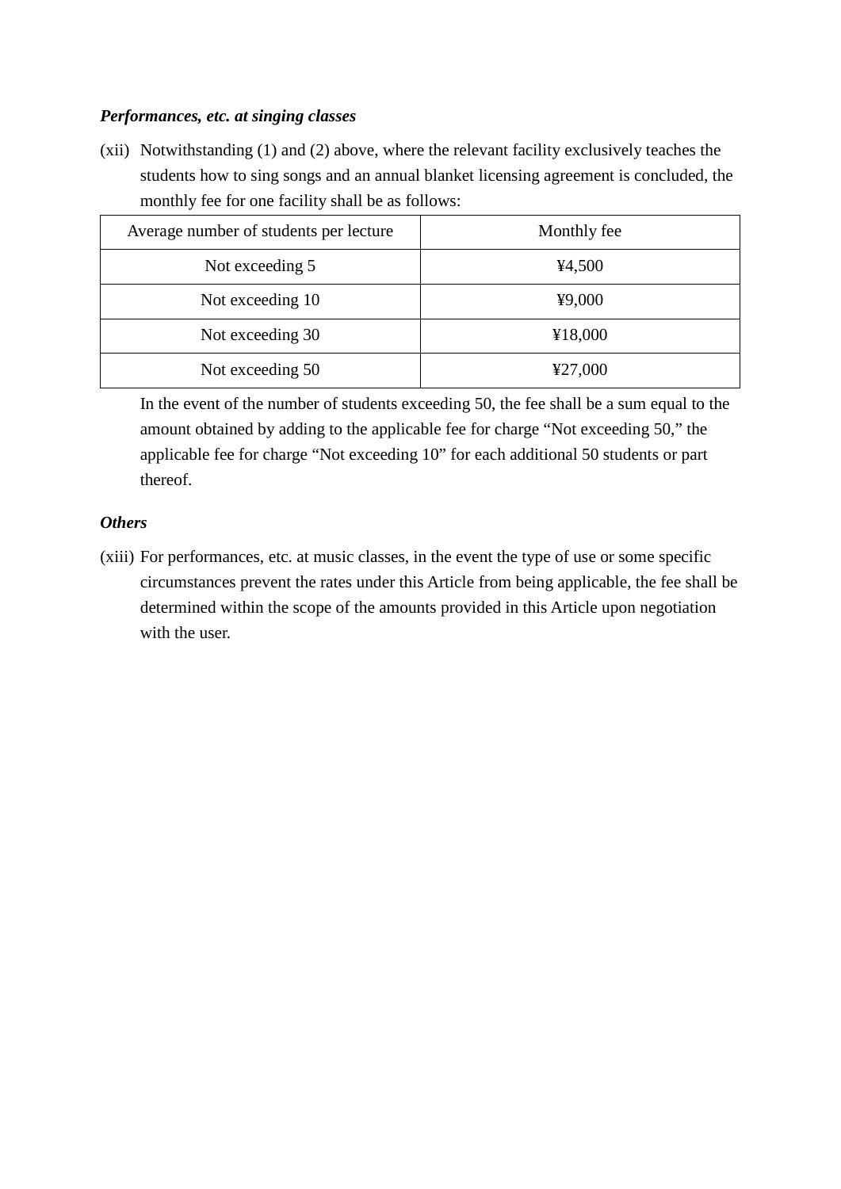***Performances, etc. at singing classes***

(xii) Notwithstanding (1) and (2) above, where the relevant facility exclusively teaches the students how to sing songs and an annual blanket licensing agreement is concluded, the monthly fee for one facility shall be as follows:

| Average number of students per lecture | Monthly fee |
|---|---|
| Not exceeding 5 | ¥4,500 |
| Not exceeding 10 | ¥9,000 |
| Not exceeding 30 | ¥18,000 |
| Not exceeding 50 | ¥27,000 |

In the event of the number of students exceeding 50, the fee shall be a sum equal to the amount obtained by adding to the applicable fee for charge “Not exceeding 50,” the applicable fee for charge “Not exceeding 10” for each additional 50 students or part thereof.

***Others***

(xiii) For performances, etc. at music classes, in the event the type of use or some specific circumstances prevent the rates under this Article from being applicable, the fee shall be determined within the scope of the amounts provided in this Article upon negotiation with the user.